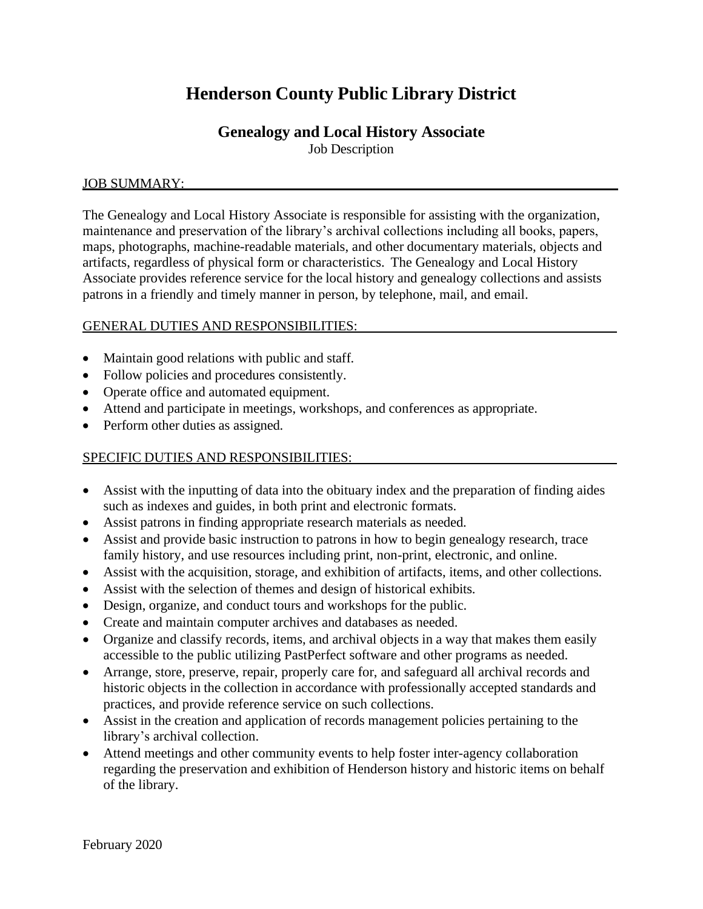# Henderson County Public Library District

## Genealogy and Local History Associate

Job Description

### JOB SUMMARY:

The Genealogy and Local History Associate is responsible for assisting with the organization, maintenance and preservation of the library's archival collections including all books, papers, maps, photographs, machine-readable materials, and other documentary materials, objects and artifacts, regardless of physical form or characteristics. The Genealogy and Local History Associate provides reference service for the local history and genealogy collections and assists patrons in a friendly and timely manner in person, by telephone, mail, and email.

### GENERAL DUTIES AND RESPONSIBILITIES:

- Maintain good relations with public and staff.
- Follow policies and procedures consistently.
- Operate office and automated equipment.
- Attend and participate in meetings, workshops, and conferences as appropriate.
- Perform other duties as assigned.

### SPECIFIC DUTIES AND RESPONSIBILITIES:

- Assist with the inputting of data into the obituary index and the preparation of finding aides such as indexes and guides, in both print and electronic formats.
- Assist patrons in finding appropriate research materials as needed.
- Assist and provide basic instruction to patrons in how to begin genealogy research, trace family history, and use resources including print, non-print, electronic, and online.
- Assist with the acquisition, storage, and exhibition of artifacts, items, and other collections.
- Assist with the selection of themes and design of historical exhibits.
- Design, organize, and conduct tours and workshops for the public.
- Create and maintain computer archives and databases as needed.
- Organize and classify records, items, and archival objects in a way that makes them easily accessible to the public utilizing PastPerfect software and other programs as needed.
- Arrange, store, preserve, repair, properly care for, and safeguard all archival records and historic objects in the collection in accordance with professionally accepted standards and practices, and provide reference service on such collections.
- Assist in the creation and application of records management policies pertaining to the library's archival collection.
- Attend meetings and other community events to help foster inter-agency collaboration regarding the preservation and exhibition of Henderson history and historic items on behalf of the library.

February 2020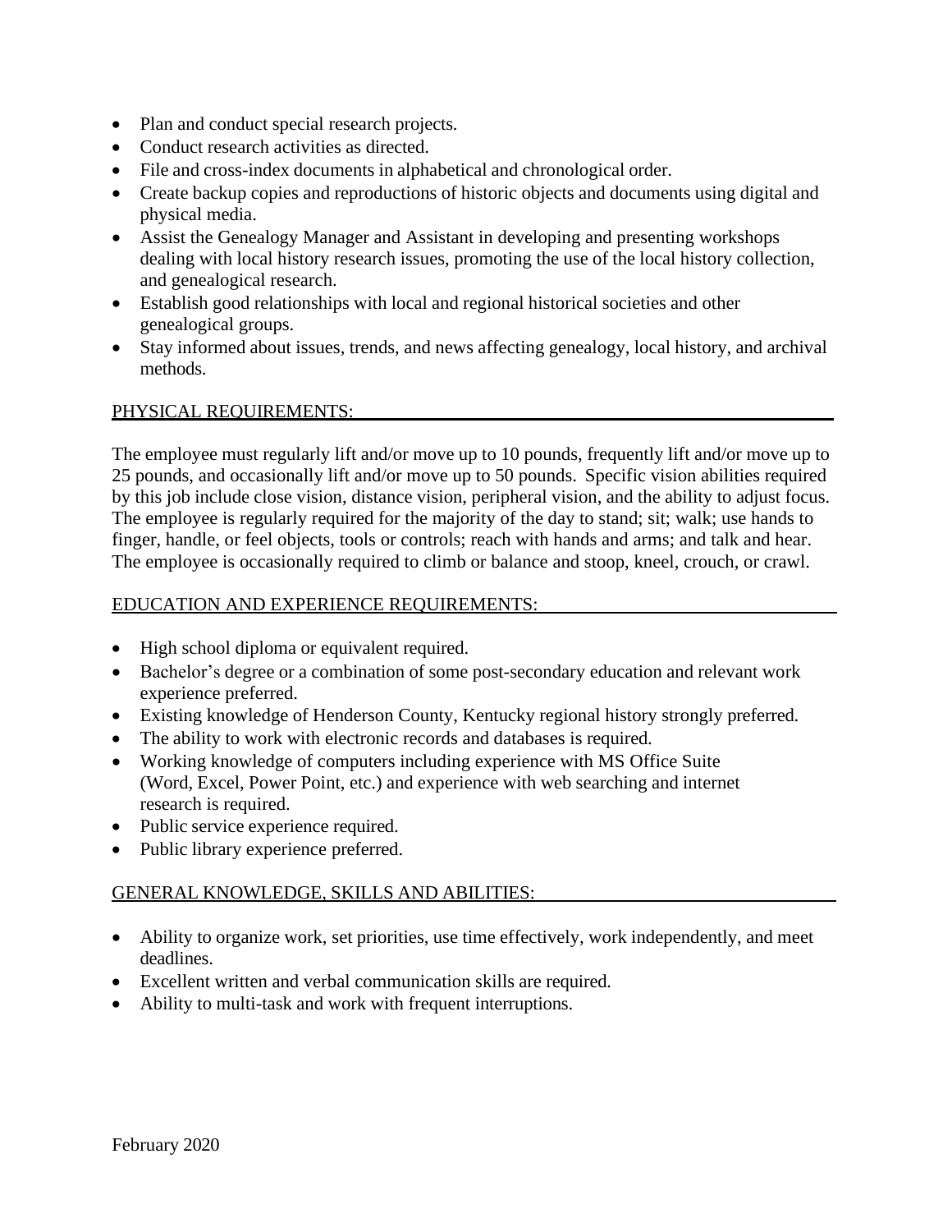- Plan and conduct special research projects.
- Conduct research activities as directed.
- File and cross-index documents in alphabetical and chronological order.
- Create backup copies and reproductions of historic objects and documents using digital and physical media.
- Assist the Genealogy Manager and Assistant in developing and presenting workshops dealing with local history research issues, promoting the use of the local history collection, and genealogical research.
- Establish good relationships with local and regional historical societies and other genealogical groups.
- Stay informed about issues, trends, and news affecting genealogy, local history, and archival methods.

## PHYSICAL REQUIREMENTS:

The employee must regularly lift and/or move up to 10 pounds, frequently lift and/or move up to 25 pounds, and occasionally lift and/or move up to 50 pounds. Specific vision abilities required by this job include close vision, distance vision, peripheral vision, and the ability to adjust focus. The employee is regularly required for the majority of the day to stand; sit; walk; use hands to finger, handle, or feel objects, tools or controls; reach with hands and arms; and talk and hear. The employee is occasionally required to climb or balance and stoop, kneel, crouch, or crawl.

## EDUCATION AND EXPERIENCE REQUIREMENTS:

- High school diploma or equivalent required.
- Bachelor's degree or a combination of some post-secondary education and relevant work experience preferred.
- Existing knowledge of Henderson County, Kentucky regional history strongly preferred.
- The ability to work with electronic records and databases is required.
- Working knowledge of computers including experience with MS Office Suite (Word, Excel, Power Point, etc.) and experience with web searching and internet research is required.
- Public service experience required.
- Public library experience preferred.

## GENERAL KNOWLEDGE, SKILLS AND ABILITIES:

- Ability to organize work, set priorities, use time effectively, work independently, and meet deadlines.
- Excellent written and verbal communication skills are required.
- Ability to multi-task and work with frequent interruptions.

February 2020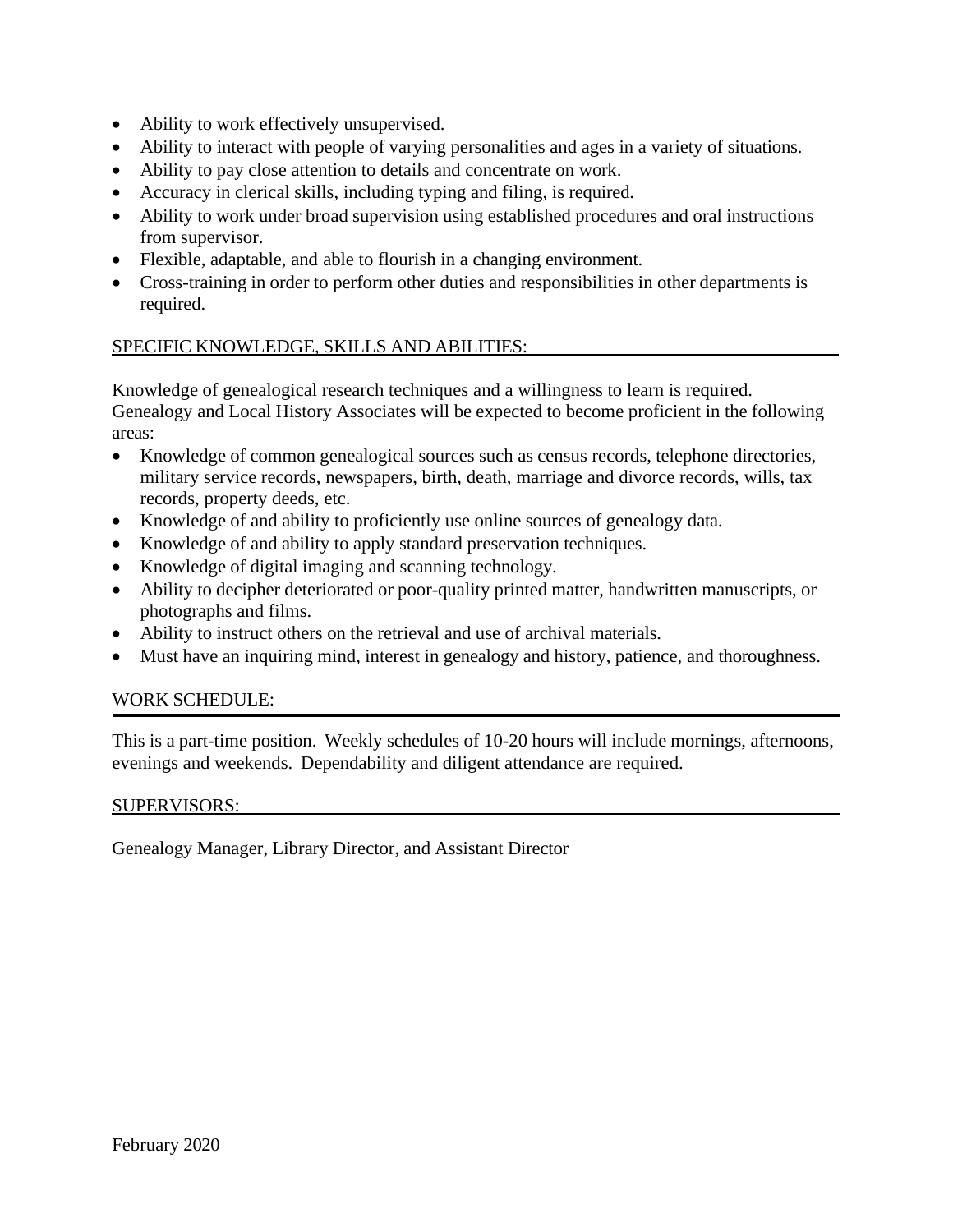- Ability to work effectively unsupervised.
- Ability to interact with people of varying personalities and ages in a variety of situations.
- Ability to pay close attention to details and concentrate on work.
- Accuracy in clerical skills, including typing and filing, is required.
- Ability to work under broad supervision using established procedures and oral instructions from supervisor.
- Flexible, adaptable, and able to flourish in a changing environment.
- Cross-training in order to perform other duties and responsibilities in other departments is required.

## SPECIFIC KNOWLEDGE, SKILLS AND ABILITIES:

Knowledge of genealogical research techniques and a willingness to learn is required. Genealogy and Local History Associates will be expected to become proficient in the following areas:

- Knowledge of common genealogical sources such as census records, telephone directories, military service records, newspapers, birth, death, marriage and divorce records, wills, tax records, property deeds, etc.
- Knowledge of and ability to proficiently use online sources of genealogy data.
- Knowledge of and ability to apply standard preservation techniques.
- Knowledge of digital imaging and scanning technology.
- Ability to decipher deteriorated or poor-quality printed matter, handwritten manuscripts, or photographs and films.
- Ability to instruct others on the retrieval and use of archival materials.
- Must have an inquiring mind, interest in genealogy and history, patience, and thoroughness.

## WORK SCHEDULE:

This is a part-time position. Weekly schedules of 10-20 hours will include mornings, afternoons, evenings and weekends. Dependability and diligent attendance are required.

## SUPERVISORS:

Genealogy Manager, Library Director, and Assistant Director

February 2020